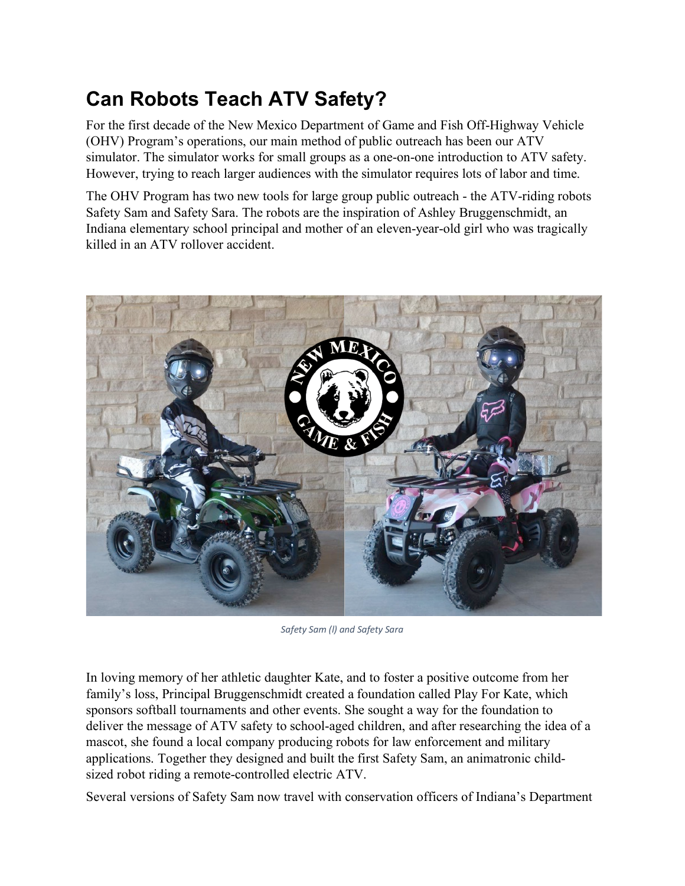# Can Robots Teach ATV Safety?

For the first decade of the New Mexico Department of Game and Fish Off-Highway Vehicle (OHV) Program's operations, our main method of public outreach has been our ATV simulator. The simulator works for small groups as a one-on-one introduction to ATV safety. However, trying to reach larger audiences with the simulator requires lots of labor and time.

The OHV Program has two new tools for large group public outreach - the ATV-riding robots Safety Sam and Safety Sara. The robots are the inspiration of Ashley Bruggenschmidt, an Indiana elementary school principal and mother of an eleven-year-old girl who was tragically killed in an ATV rollover accident.

*Safety Sam (l) and Safety Sara*

In loving memory of her athletic daughter Kate, and to foster a positive outcome from her family's loss, Principal Bruggenschmidt created a foundation called Play For Kate, which sponsors softball tournaments and other events. She sought a way for the foundation to deliver the message of ATV safety to school-aged children, and after researching the idea of a mascot, she found a local company producing robots for law enforcement and military applications. Together they designed and built the first Safety Sam, an animatronic child-sized robot riding a remote-controlled electric ATV.

Several versions of Safety Sam now travel with conservation officers of Indiana's Department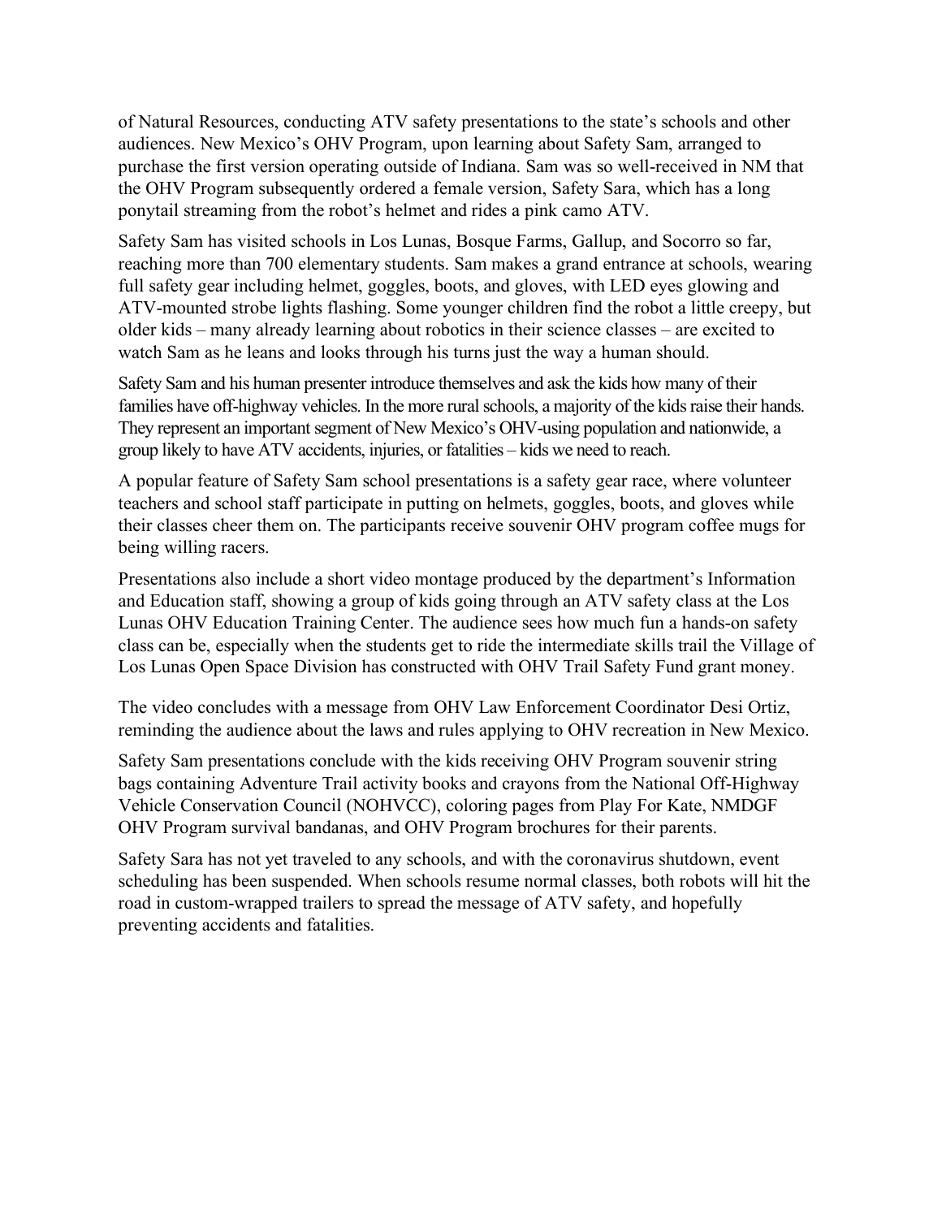of Natural Resources, conducting ATV safety presentations to the state's schools and other audiences. New Mexico's OHV Program, upon learning about Safety Sam, arranged to purchase the first version operating outside of Indiana. Sam was so well-received in NM that the OHV Program subsequently ordered a female version, Safety Sara, which has a long ponytail streaming from the robot's helmet and rides a pink camo ATV.

Safety Sam has visited schools in Los Lunas, Bosque Farms, Gallup, and Socorro so far, reaching more than 700 elementary students. Sam makes a grand entrance at schools, wearing full safety gear including helmet, goggles, boots, and gloves, with LED eyes glowing and ATV-mounted strobe lights flashing. Some younger children find the robot a little creepy, but older kids – many already learning about robotics in their science classes – are excited to watch Sam as he leans and looks through his turns just the way a human should.

Safety Sam and his human presenter introduce themselves and ask the kids how many of their families have off-highway vehicles. In the more rural schools, a majority of the kids raise their hands. They represent an important segment of New Mexico's OHV-using population and nationwide, a group likely to have ATV accidents, injuries, or fatalities – kids we need to reach.

A popular feature of Safety Sam school presentations is a safety gear race, where volunteer teachers and school staff participate in putting on helmets, goggles, boots, and gloves while their classes cheer them on. The participants receive souvenir OHV program coffee mugs for being willing racers.

Presentations also include a short video montage produced by the department's Information and Education staff, showing a group of kids going through an ATV safety class at the Los Lunas OHV Education Training Center. The audience sees how much fun a hands-on safety class can be, especially when the students get to ride the intermediate skills trail the Village of Los Lunas Open Space Division has constructed with OHV Trail Safety Fund grant money.

The video concludes with a message from OHV Law Enforcement Coordinator Desi Ortiz, reminding the audience about the laws and rules applying to OHV recreation in New Mexico.

Safety Sam presentations conclude with the kids receiving OHV Program souvenir string bags containing Adventure Trail activity books and crayons from the National Off-Highway Vehicle Conservation Council (NOHVCC), coloring pages from Play For Kate, NMDGF OHV Program survival bandanas, and OHV Program brochures for their parents.

Safety Sara has not yet traveled to any schools, and with the coronavirus shutdown, event scheduling has been suspended. When schools resume normal classes, both robots will hit the road in custom-wrapped trailers to spread the message of ATV safety, and hopefully preventing accidents and fatalities.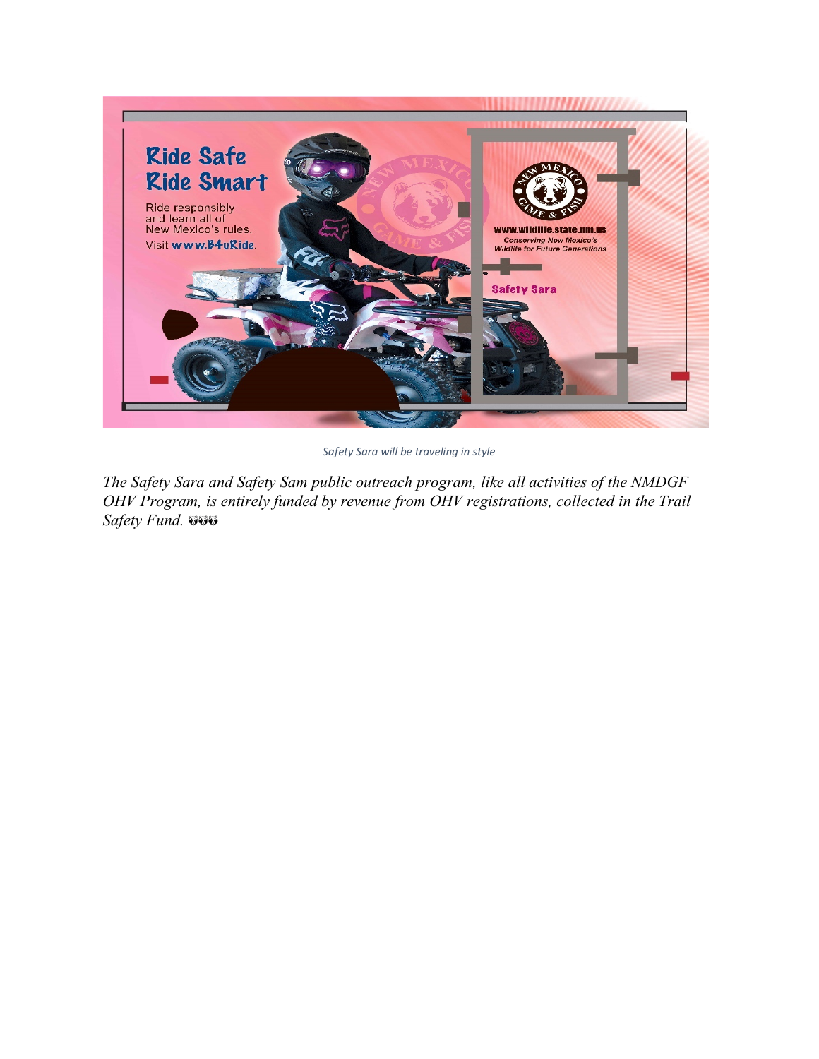Safety Sara will be traveling in style

*The Safety Sara and Safety Sam public outreach program, like all activities of the NMDGF OHV Program, is entirely funded by revenue from OHV registrations, collected in the Trail Safety Fund.*